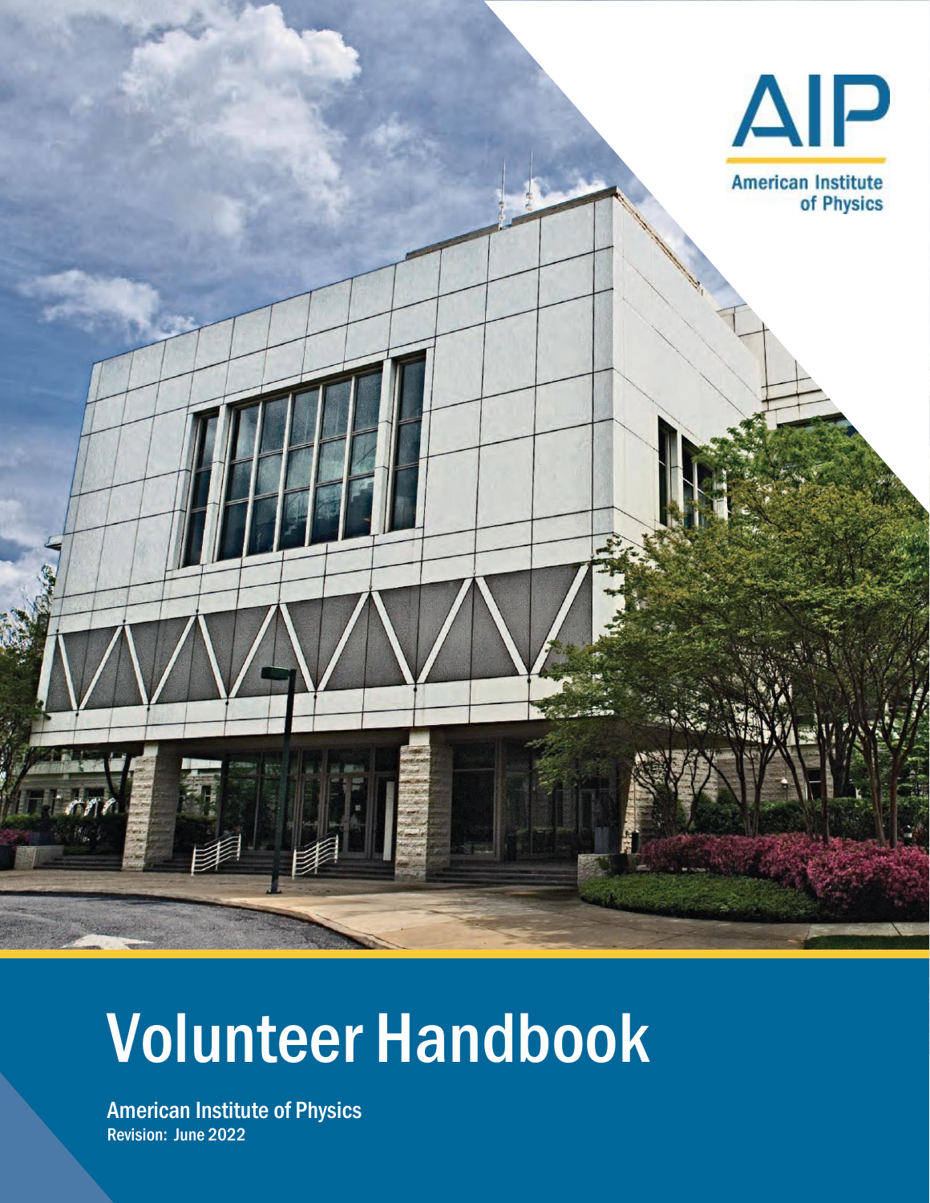AIP

American Institute of Physics

# Volunteer Handbook

American Institute of Physics

Revision: June 2022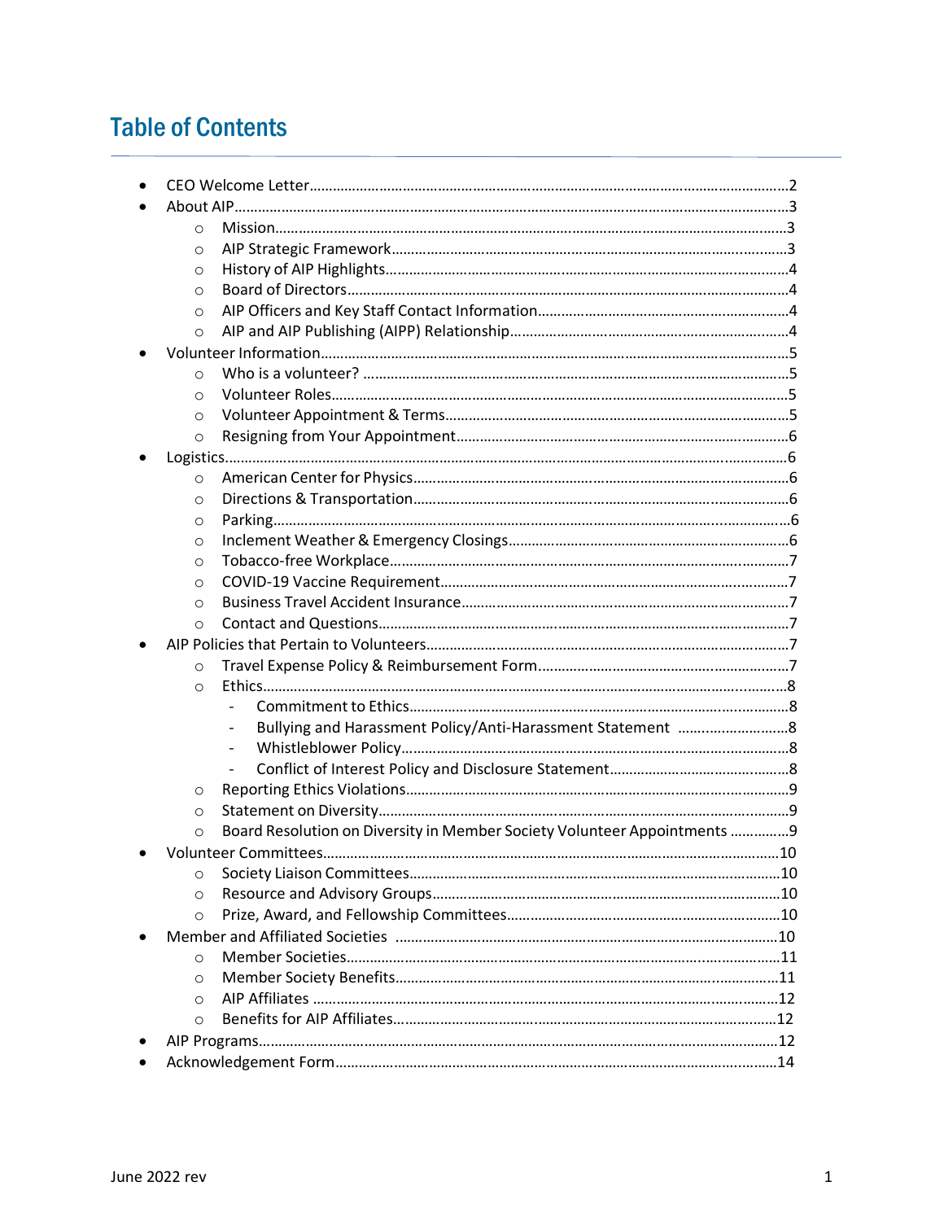# Table of Contents

- CEO Welcome Letter……2
- About AIP……3
  - Mission……3
  - AIP Strategic Framework……3
  - History of AIP Highlights……4
  - Board of Directors……4
  - AIP Officers and Key Staff Contact Information……4
  - AIP and AIP Publishing (AIPP) Relationship……4
- Volunteer Information……5
  - Who is a volunteer? ……5
  - Volunteer Roles……5
  - Volunteer Appointment & Terms……5
  - Resigning from Your Appointment……6
- Logistics……6
  - American Center for Physics……6
  - Directions & Transportation……6
  - Parking……6
  - Inclement Weather & Emergency Closings……6
  - Tobacco-free Workplace……7
  - COVID-19 Vaccine Requirement……7
  - Business Travel Accident Insurance……7
  - Contact and Questions……7
- AIP Policies that Pertain to Volunteers……7
  - Travel Expense Policy & Reimbursement Form……7
  - Ethics……8
    - Commitment to Ethics……8
    - Bullying and Harassment Policy/Anti-Harassment Statement ……8
    - Whistleblower Policy……8
    - Conflict of Interest Policy and Disclosure Statement……8
  - Reporting Ethics Violations……9
  - Statement on Diversity……9
  - Board Resolution on Diversity in Member Society Volunteer Appointments ……9
- Volunteer Committees……10
  - Society Liaison Committees……10
  - Resource and Advisory Groups……10
  - Prize, Award, and Fellowship Committees……10
- Member and Affiliated Societies ……10
  - Member Societies……11
  - Member Society Benefits……11
  - AIP Affiliates ……12
  - Benefits for AIP Affiliates……12
- AIP Programs……12
- Acknowledgement Form……14

June 2022 rev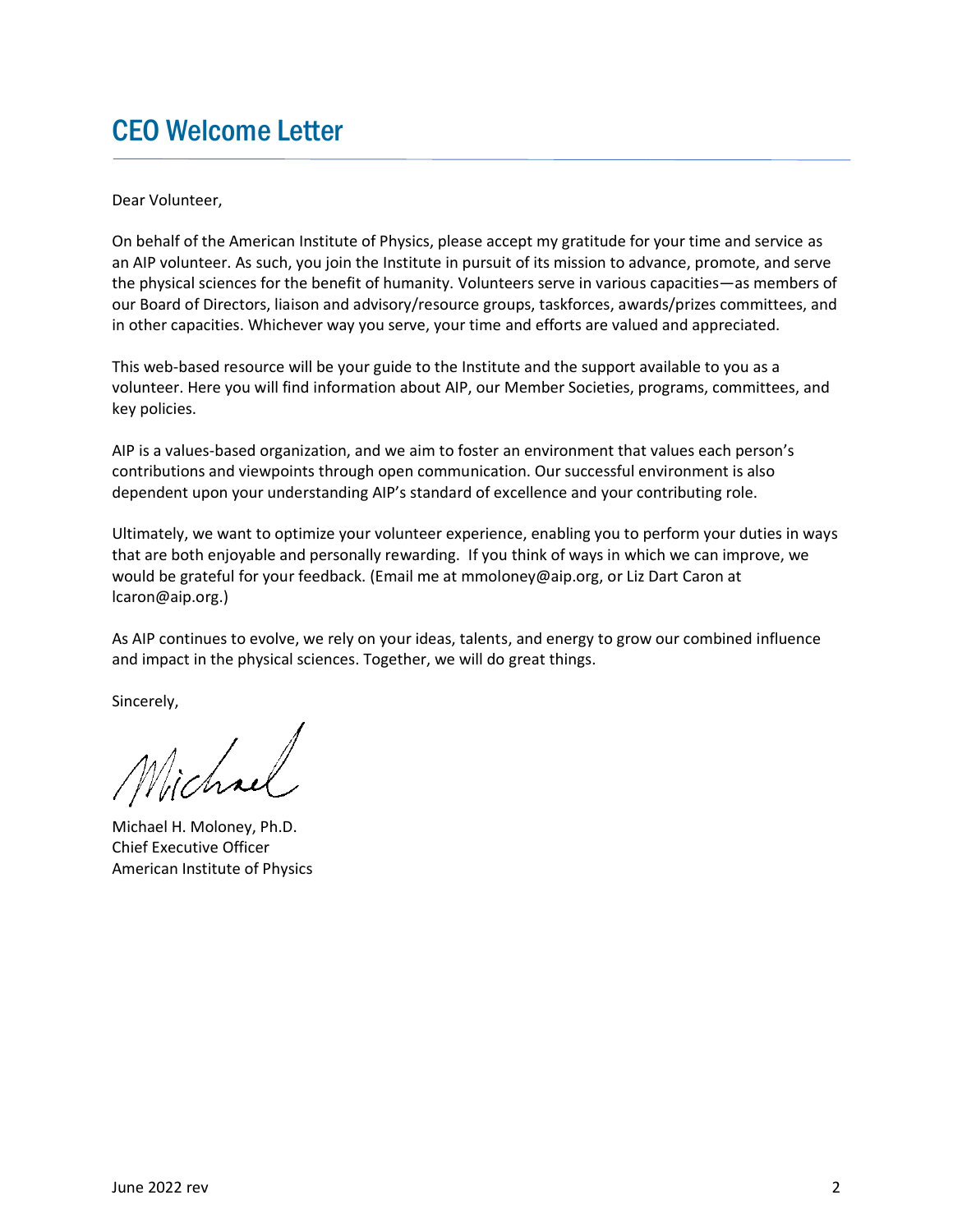# CEO Welcome Letter

Dear Volunteer,

On behalf of the American Institute of Physics, please accept my gratitude for your time and service as an AIP volunteer. As such, you join the Institute in pursuit of its mission to advance, promote, and serve the physical sciences for the benefit of humanity. Volunteers serve in various capacities—as members of our Board of Directors, liaison and advisory/resource groups, taskforces, awards/prizes committees, and in other capacities. Whichever way you serve, your time and efforts are valued and appreciated.

This web-based resource will be your guide to the Institute and the support available to you as a volunteer. Here you will find information about AIP, our Member Societies, programs, committees, and key policies.

AIP is a values-based organization, and we aim to foster an environment that values each person's contributions and viewpoints through open communication. Our successful environment is also dependent upon your understanding AIP's standard of excellence and your contributing role.

Ultimately, we want to optimize your volunteer experience, enabling you to perform your duties in ways that are both enjoyable and personally rewarding. If you think of ways in which we can improve, we would be grateful for your feedback. (Email me at mmoloney@aip.org, or Liz Dart Caron at lcaron@aip.org.)

As AIP continues to evolve, we rely on your ideas, talents, and energy to grow our combined influence and impact in the physical sciences. Together, we will do great things.

Sincerely,

Michael

Michael H. Moloney, Ph.D.
Chief Executive Officer
American Institute of Physics

June 2022 rev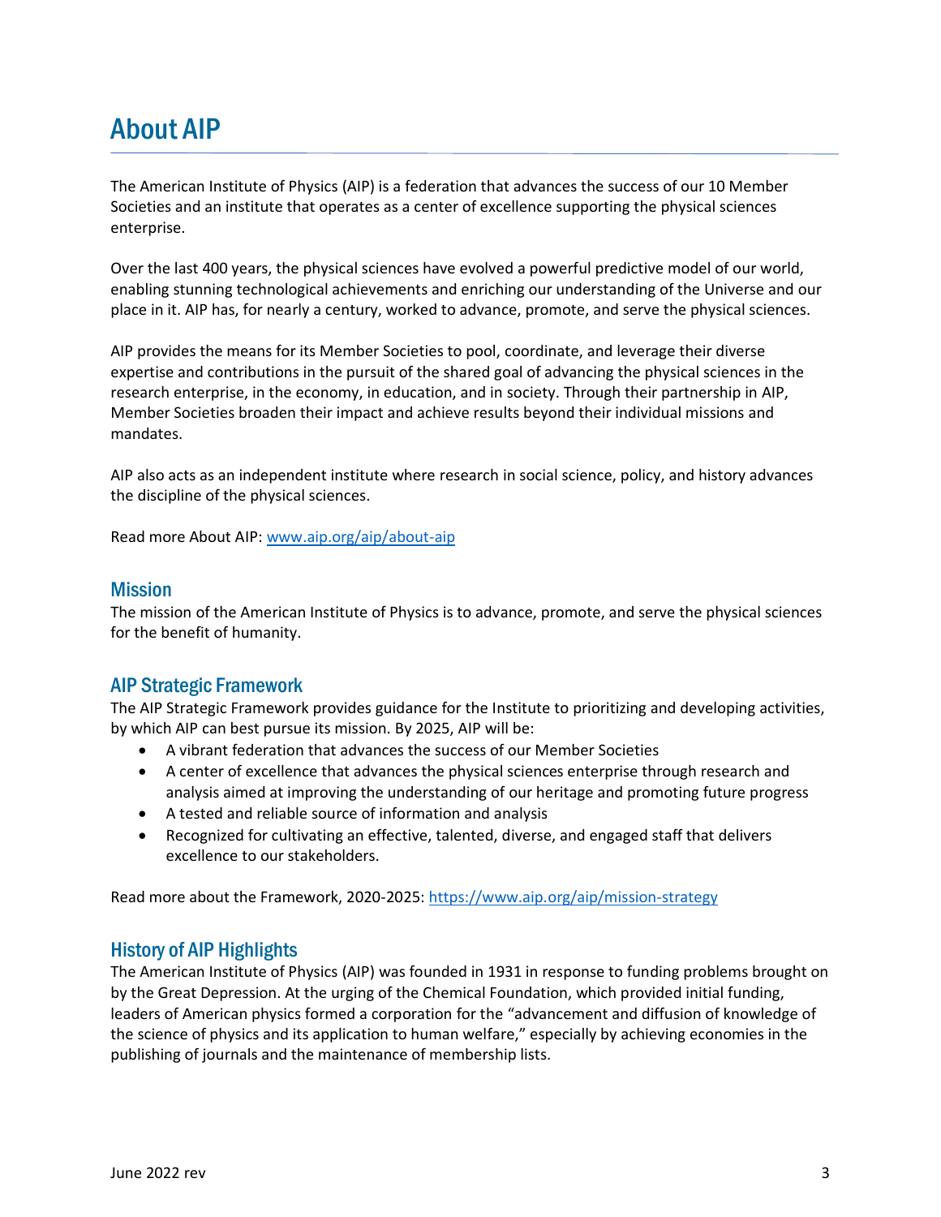# About AIP

The American Institute of Physics (AIP) is a federation that advances the success of our 10 Member Societies and an institute that operates as a center of excellence supporting the physical sciences enterprise.

Over the last 400 years, the physical sciences have evolved a powerful predictive model of our world, enabling stunning technological achievements and enriching our understanding of the Universe and our place in it. AIP has, for nearly a century, worked to advance, promote, and serve the physical sciences.

AIP provides the means for its Member Societies to pool, coordinate, and leverage their diverse expertise and contributions in the pursuit of the shared goal of advancing the physical sciences in the research enterprise, in the economy, in education, and in society. Through their partnership in AIP, Member Societies broaden their impact and achieve results beyond their individual missions and mandates.

AIP also acts as an independent institute where research in social science, policy, and history advances the discipline of the physical sciences.

Read more About AIP: [www.aip.org/aip/about-aip](www.aip.org/aip/about-aip)

## Mission

The mission of the American Institute of Physics is to advance, promote, and serve the physical sciences for the benefit of humanity.

## AIP Strategic Framework

The AIP Strategic Framework provides guidance for the Institute to prioritizing and developing activities, by which AIP can best pursue its mission. By 2025, AIP will be:

- A vibrant federation that advances the success of our Member Societies
- A center of excellence that advances the physical sciences enterprise through research and analysis aimed at improving the understanding of our heritage and promoting future progress
- A tested and reliable source of information and analysis
- Recognized for cultivating an effective, talented, diverse, and engaged staff that delivers excellence to our stakeholders.

Read more about the Framework, 2020-2025: [https://www.aip.org/aip/mission-strategy](https://www.aip.org/aip/mission-strategy)

## History of AIP Highlights

The American Institute of Physics (AIP) was founded in 1931 in response to funding problems brought on by the Great Depression. At the urging of the Chemical Foundation, which provided initial funding, leaders of American physics formed a corporation for the "advancement and diffusion of knowledge of the science of physics and its application to human welfare," especially by achieving economies in the publishing of journals and the maintenance of membership lists.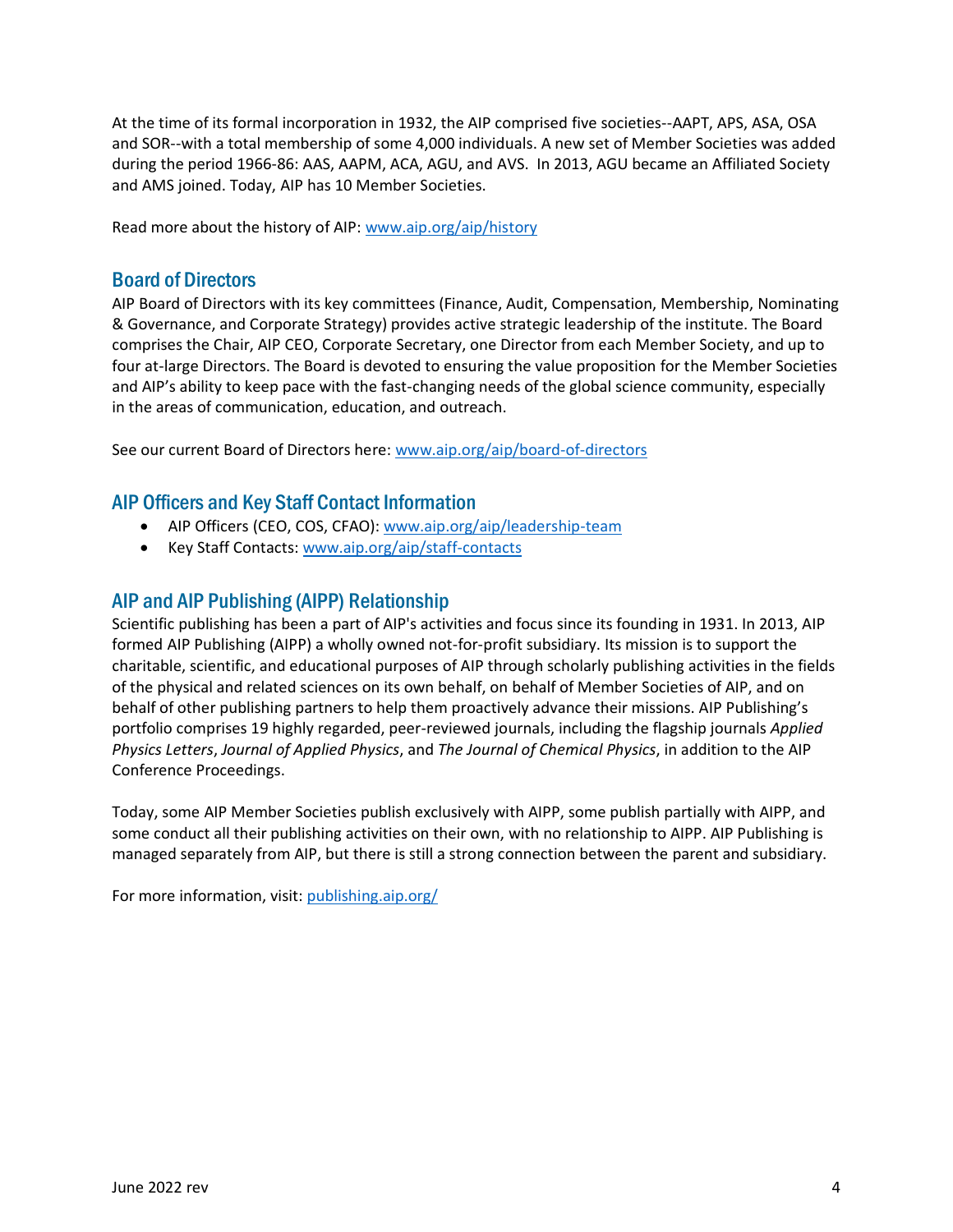At the time of its formal incorporation in 1932, the AIP comprised five societies--AAPT, APS, ASA, OSA and SOR--with a total membership of some 4,000 individuals. A new set of Member Societies was added during the period 1966-86: AAS, AAPM, ACA, AGU, and AVS. In 2013, AGU became an Affiliated Society and AMS joined. Today, AIP has 10 Member Societies.

Read more about the history of AIP: [www.aip.org/aip/history](www.aip.org/aip/history)

## Board of Directors

AIP Board of Directors with its key committees (Finance, Audit, Compensation, Membership, Nominating & Governance, and Corporate Strategy) provides active strategic leadership of the institute. The Board comprises the Chair, AIP CEO, Corporate Secretary, one Director from each Member Society, and up to four at-large Directors. The Board is devoted to ensuring the value proposition for the Member Societies and AIP's ability to keep pace with the fast-changing needs of the global science community, especially in the areas of communication, education, and outreach.

See our current Board of Directors here: [www.aip.org/aip/board-of-directors](www.aip.org/aip/board-of-directors)

## AIP Officers and Key Staff Contact Information

- AIP Officers (CEO, COS, CFAO): [www.aip.org/aip/leadership-team](www.aip.org/aip/leadership-team)
- Key Staff Contacts: [www.aip.org/aip/staff-contacts](www.aip.org/aip/staff-contacts)

## AIP and AIP Publishing (AIPP) Relationship

Scientific publishing has been a part of AIP's activities and focus since its founding in 1931. In 2013, AIP formed AIP Publishing (AIPP) a wholly owned not-for-profit subsidiary. Its mission is to support the charitable, scientific, and educational purposes of AIP through scholarly publishing activities in the fields of the physical and related sciences on its own behalf, on behalf of Member Societies of AIP, and on behalf of other publishing partners to help them proactively advance their missions. AIP Publishing's portfolio comprises 19 highly regarded, peer-reviewed journals, including the flagship journals *Applied Physics Letters*, *Journal of Applied Physics*, and *The Journal of Chemical Physics*, in addition to the AIP Conference Proceedings.

Today, some AIP Member Societies publish exclusively with AIPP, some publish partially with AIPP, and some conduct all their publishing activities on their own, with no relationship to AIPP. AIP Publishing is managed separately from AIP, but there is still a strong connection between the parent and subsidiary.

For more information, visit: [publishing.aip.org/](publishing.aip.org/)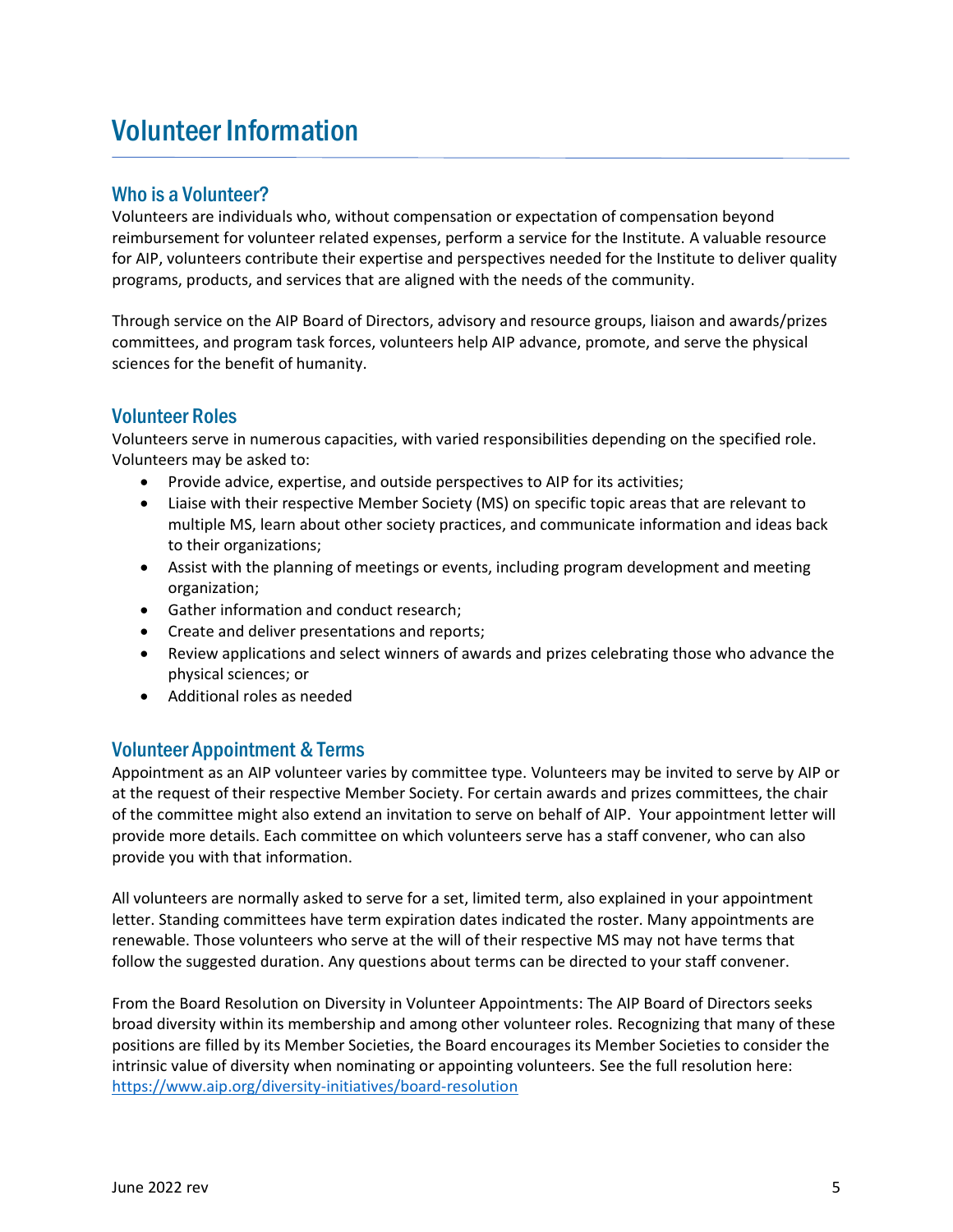# Volunteer Information

## Who is a Volunteer?

Volunteers are individuals who, without compensation or expectation of compensation beyond reimbursement for volunteer related expenses, perform a service for the Institute. A valuable resource for AIP, volunteers contribute their expertise and perspectives needed for the Institute to deliver quality programs, products, and services that are aligned with the needs of the community.

Through service on the AIP Board of Directors, advisory and resource groups, liaison and awards/prizes committees, and program task forces, volunteers help AIP advance, promote, and serve the physical sciences for the benefit of humanity.

## Volunteer Roles

Volunteers serve in numerous capacities, with varied responsibilities depending on the specified role. Volunteers may be asked to:

- Provide advice, expertise, and outside perspectives to AIP for its activities;
- Liaise with their respective Member Society (MS) on specific topic areas that are relevant to multiple MS, learn about other society practices, and communicate information and ideas back to their organizations;
- Assist with the planning of meetings or events, including program development and meeting organization;
- Gather information and conduct research;
- Create and deliver presentations and reports;
- Review applications and select winners of awards and prizes celebrating those who advance the physical sciences; or
- Additional roles as needed

## Volunteer Appointment & Terms

Appointment as an AIP volunteer varies by committee type. Volunteers may be invited to serve by AIP or at the request of their respective Member Society. For certain awards and prizes committees, the chair of the committee might also extend an invitation to serve on behalf of AIP. Your appointment letter will provide more details. Each committee on which volunteers serve has a staff convener, who can also provide you with that information.

All volunteers are normally asked to serve for a set, limited term, also explained in your appointment letter. Standing committees have term expiration dates indicated the roster. Many appointments are renewable. Those volunteers who serve at the will of their respective MS may not have terms that follow the suggested duration. Any questions about terms can be directed to your staff convener.

From the Board Resolution on Diversity in Volunteer Appointments: The AIP Board of Directors seeks broad diversity within its membership and among other volunteer roles. Recognizing that many of these positions are filled by its Member Societies, the Board encourages its Member Societies to consider the intrinsic value of diversity when nominating or appointing volunteers. See the full resolution here: https://www.aip.org/diversity-initiatives/board-resolution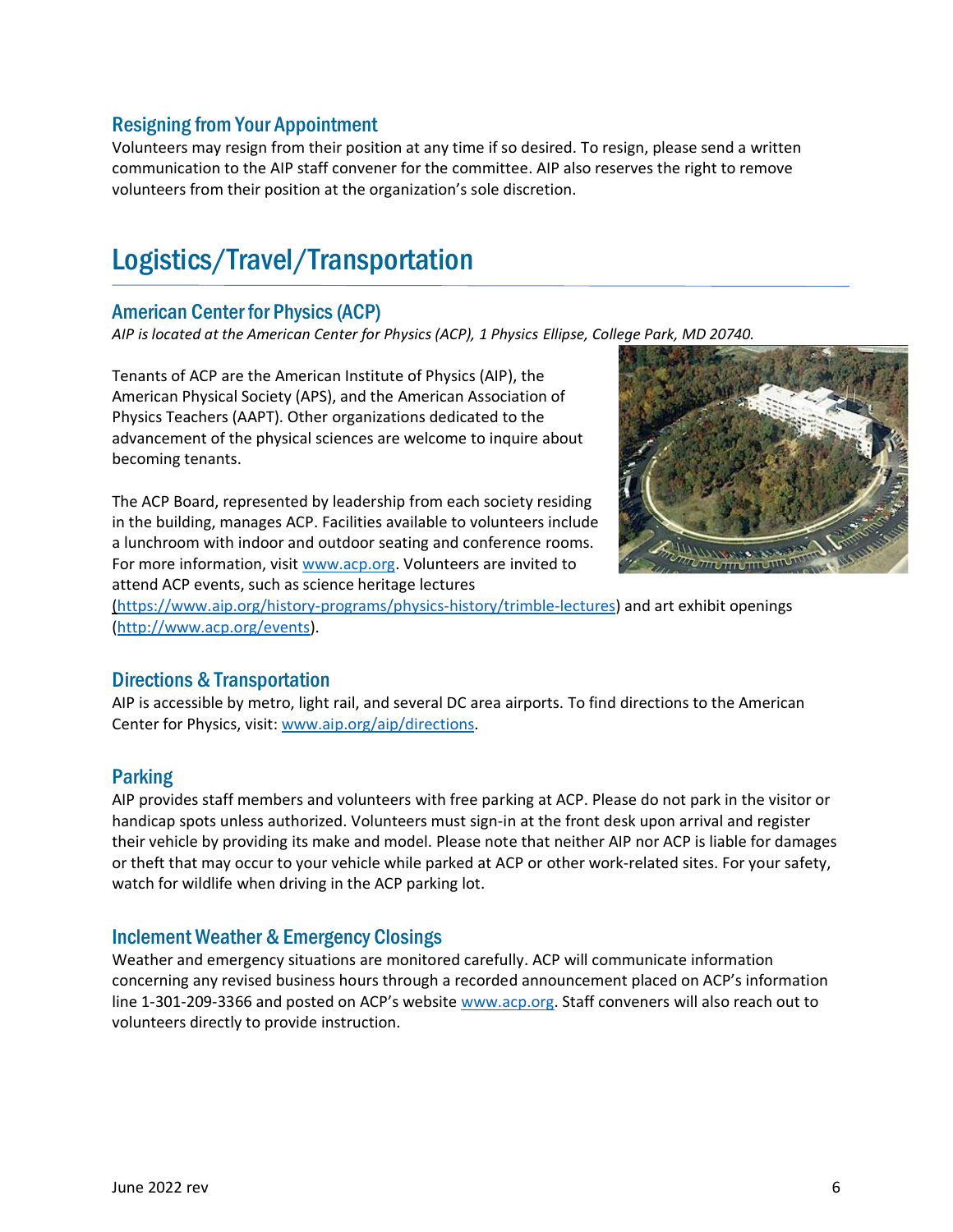### Resigning from Your Appointment

Volunteers may resign from their position at any time if so desired. To resign, please send a written communication to the AIP staff convener for the committee. AIP also reserves the right to remove volunteers from their position at the organization's sole discretion.

## Logistics/Travel/Transportation

### American Center for Physics (ACP)

*AIP is located at the American Center for Physics (ACP), 1 Physics Ellipse, College Park, MD 20740.*

Tenants of ACP are the American Institute of Physics (AIP), the American Physical Society (APS), and the American Association of Physics Teachers (AAPT). Other organizations dedicated to the advancement of the physical sciences are welcome to inquire about becoming tenants.

The ACP Board, represented by leadership from each society residing in the building, manages ACP. Facilities available to volunteers include a lunchroom with indoor and outdoor seating and conference rooms. For more information, visit [www.acp.org](www.acp.org). Volunteers are invited to attend ACP events, such as science heritage lectures ([https://www.aip.org/history-programs/physics-history/trimble-lectures](https://www.aip.org/history-programs/physics-history/trimble-lectures)) and art exhibit openings ([http://www.acp.org/events](http://www.acp.org/events)).

### Directions & Transportation

AIP is accessible by metro, light rail, and several DC area airports. To find directions to the American Center for Physics, visit: [www.aip.org/aip/directions](www.aip.org/aip/directions).

### Parking

AIP provides staff members and volunteers with free parking at ACP. Please do not park in the visitor or handicap spots unless authorized. Volunteers must sign-in at the front desk upon arrival and register their vehicle by providing its make and model. Please note that neither AIP nor ACP is liable for damages or theft that may occur to your vehicle while parked at ACP or other work-related sites. For your safety, watch for wildlife when driving in the ACP parking lot.

### Inclement Weather & Emergency Closings

Weather and emergency situations are monitored carefully. ACP will communicate information concerning any revised business hours through a recorded announcement placed on ACP's information line 1-301-209-3366 and posted on ACP's website [www.acp.org](www.acp.org). Staff conveners will also reach out to volunteers directly to provide instruction.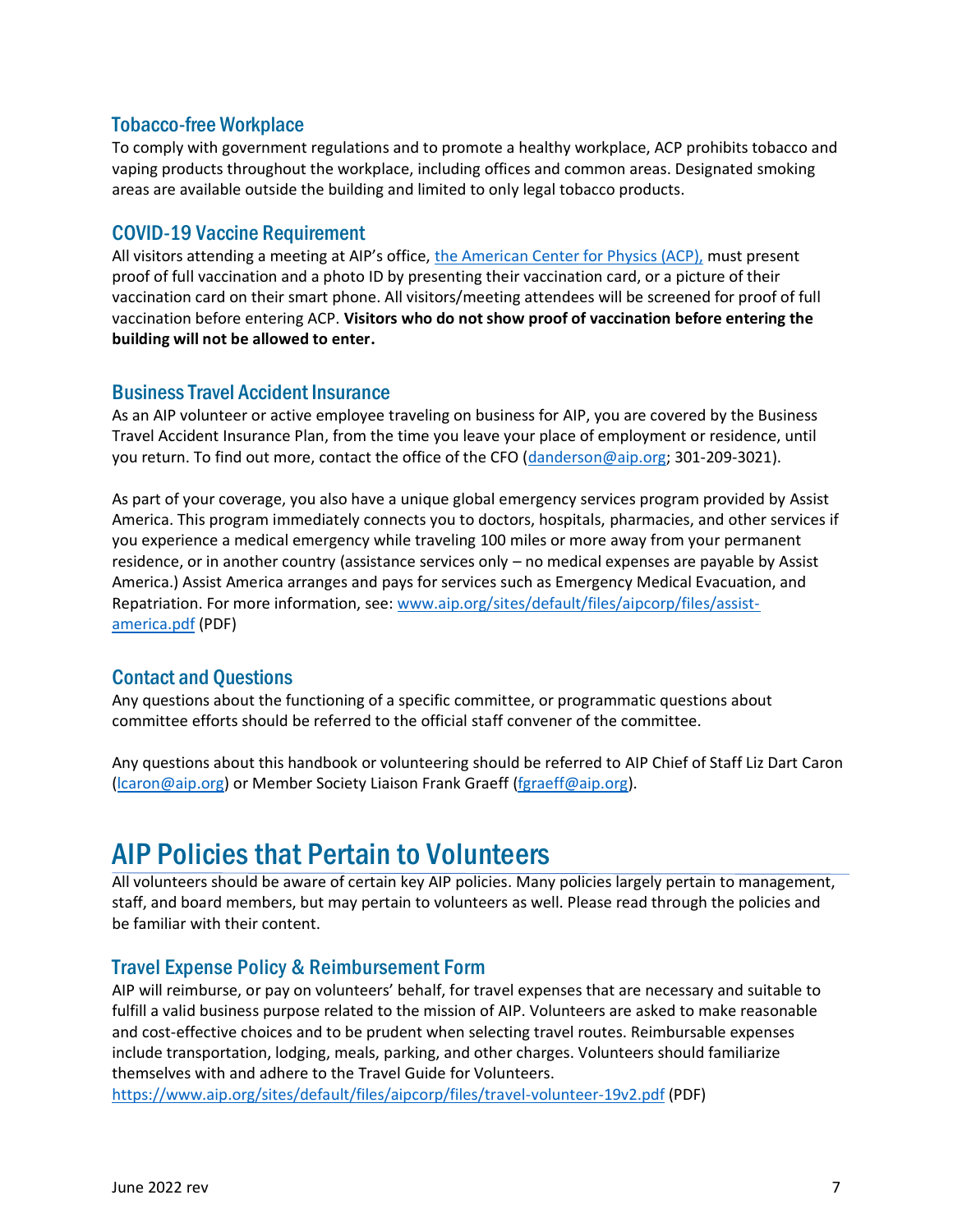### Tobacco-free Workplace

To comply with government regulations and to promote a healthy workplace, ACP prohibits tobacco and vaping products throughout the workplace, including offices and common areas. Designated smoking areas are available outside the building and limited to only legal tobacco products.

### COVID-19 Vaccine Requirement

All visitors attending a meeting at AIP's office, [the American Center for Physics (ACP),](#) must present proof of full vaccination and a photo ID by presenting their vaccination card, or a picture of their vaccination card on their smart phone. All visitors/meeting attendees will be screened for proof of full vaccination before entering ACP. **Visitors who do not show proof of vaccination before entering the building will not be allowed to enter.**

### Business Travel Accident Insurance

As an AIP volunteer or active employee traveling on business for AIP, you are covered by the Business Travel Accident Insurance Plan, from the time you leave your place of employment or residence, until you return. To find out more, contact the office of the CFO (danderson@aip.org; 301-209-3021).

As part of your coverage, you also have a unique global emergency services program provided by Assist America. This program immediately connects you to doctors, hospitals, pharmacies, and other services if you experience a medical emergency while traveling 100 miles or more away from your permanent residence, or in another country (assistance services only – no medical expenses are payable by Assist America.) Assist America arranges and pays for services such as Emergency Medical Evacuation, and Repatriation. For more information, see: www.aip.org/sites/default/files/aipcorp/files/assist-america.pdf (PDF)

### Contact and Questions

Any questions about the functioning of a specific committee, or programmatic questions about committee efforts should be referred to the official staff convener of the committee.

Any questions about this handbook or volunteering should be referred to AIP Chief of Staff Liz Dart Caron (lcaron@aip.org) or Member Society Liaison Frank Graeff (fgraeff@aip.org).

## AIP Policies that Pertain to Volunteers

All volunteers should be aware of certain key AIP policies. Many policies largely pertain to management, staff, and board members, but may pertain to volunteers as well. Please read through the policies and be familiar with their content.

### Travel Expense Policy & Reimbursement Form

AIP will reimburse, or pay on volunteers' behalf, for travel expenses that are necessary and suitable to fulfill a valid business purpose related to the mission of AIP. Volunteers are asked to make reasonable and cost-effective choices and to be prudent when selecting travel routes. Reimbursable expenses include transportation, lodging, meals, parking, and other charges. Volunteers should familiarize themselves with and adhere to the Travel Guide for Volunteers.
https://www.aip.org/sites/default/files/aipcorp/files/travel-volunteer-19v2.pdf (PDF)

June 2022 rev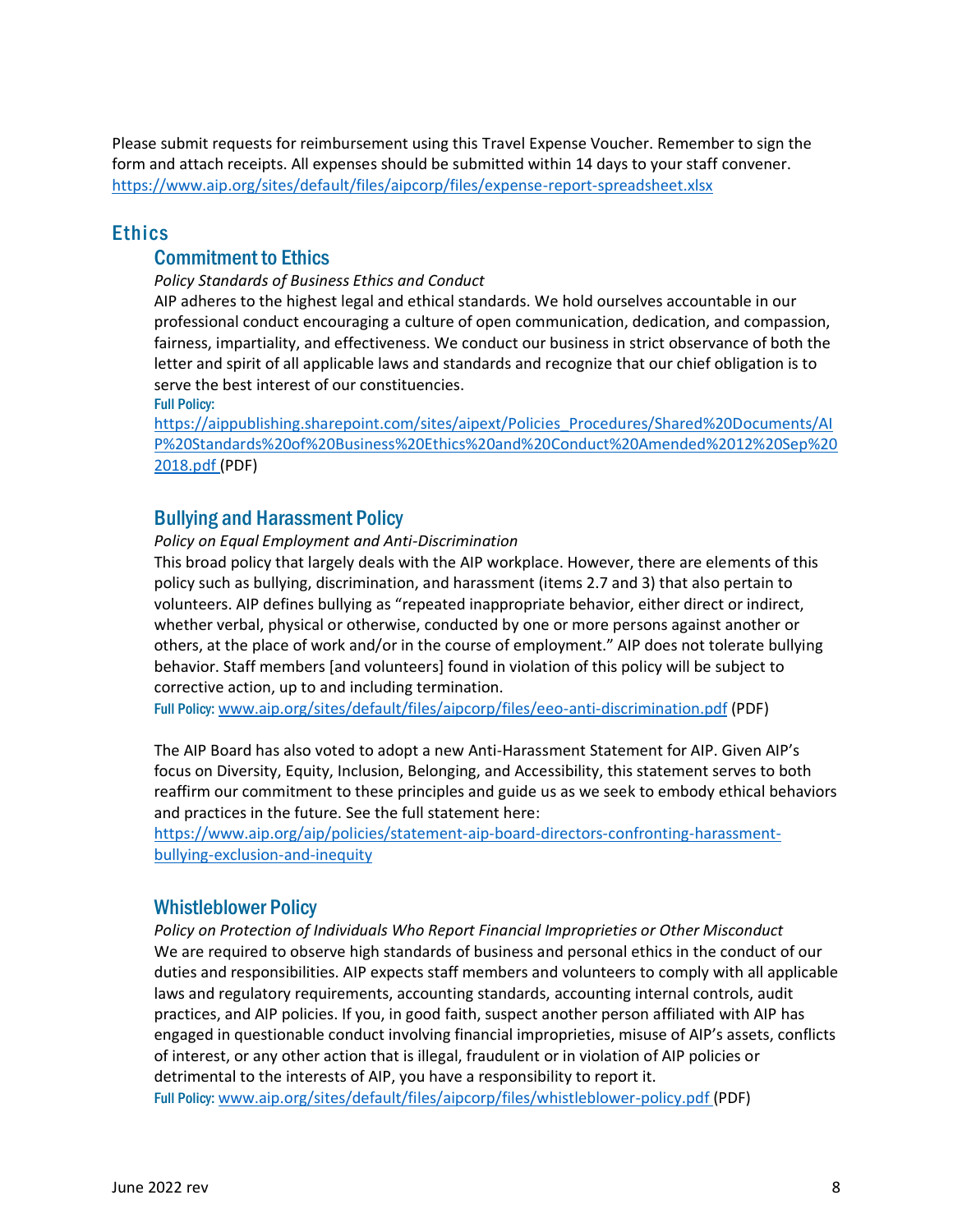Please submit requests for reimbursement using this Travel Expense Voucher. Remember to sign the form and attach receipts. All expenses should be submitted within 14 days to your staff convener.
https://www.aip.org/sites/default/files/aipcorp/files/expense-report-spreadsheet.xlsx

## Ethics

### Commitment to Ethics

*Policy Standards of Business Ethics and Conduct*

AIP adheres to the highest legal and ethical standards. We hold ourselves accountable in our professional conduct encouraging a culture of open communication, dedication, and compassion, fairness, impartiality, and effectiveness. We conduct our business in strict observance of both the letter and spirit of all applicable laws and standards and recognize that our chief obligation is to serve the best interest of our constituencies.

**Full Policy:**
https://aippublishing.sharepoint.com/sites/aipext/Policies_Procedures/Shared%20Documents/AIP%20Standards%20of%20Business%20Ethics%20and%20Conduct%20Amended%2012%20Sep%202018.pdf (PDF)

### Bullying and Harassment Policy

*Policy on Equal Employment and Anti-Discrimination*

This broad policy that largely deals with the AIP workplace. However, there are elements of this policy such as bullying, discrimination, and harassment (items 2.7 and 3) that also pertain to volunteers. AIP defines bullying as "repeated inappropriate behavior, either direct or indirect, whether verbal, physical or otherwise, conducted by one or more persons against another or others, at the place of work and/or in the course of employment." AIP does not tolerate bullying behavior. Staff members [and volunteers] found in violation of this policy will be subject to corrective action, up to and including termination.

**Full Policy:** www.aip.org/sites/default/files/aipcorp/files/eeo-anti-discrimination.pdf (PDF)

The AIP Board has also voted to adopt a new Anti-Harassment Statement for AIP. Given AIP's focus on Diversity, Equity, Inclusion, Belonging, and Accessibility, this statement serves to both reaffirm our commitment to these principles and guide us as we seek to embody ethical behaviors and practices in the future. See the full statement here:
https://www.aip.org/aip/policies/statement-aip-board-directors-confronting-harassment-bullying-exclusion-and-inequity

### Whistleblower Policy

*Policy on Protection of Individuals Who Report Financial Improprieties or Other Misconduct*

We are required to observe high standards of business and personal ethics in the conduct of our duties and responsibilities. AIP expects staff members and volunteers to comply with all applicable laws and regulatory requirements, accounting standards, accounting internal controls, audit practices, and AIP policies. If you, in good faith, suspect another person affiliated with AIP has engaged in questionable conduct involving financial improprieties, misuse of AIP's assets, conflicts of interest, or any other action that is illegal, fraudulent or in violation of AIP policies or detrimental to the interests of AIP, you have a responsibility to report it.

**Full Policy:** www.aip.org/sites/default/files/aipcorp/files/whistleblower-policy.pdf (PDF)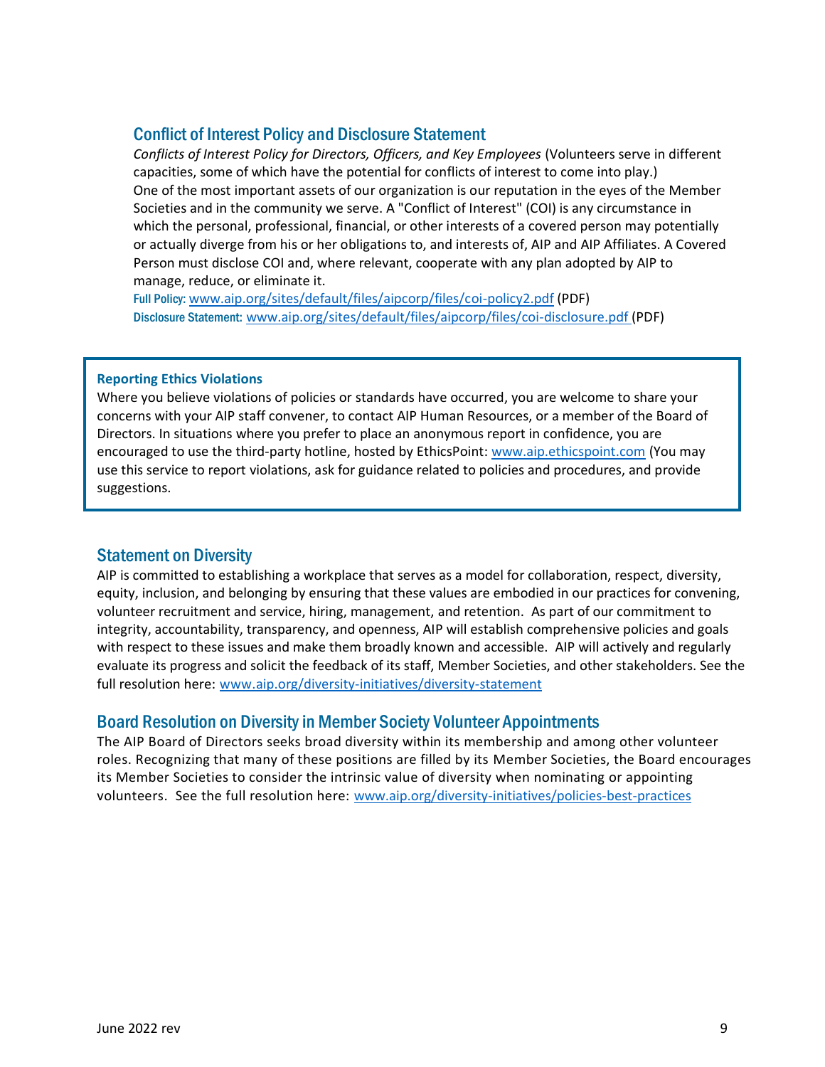## Conflict of Interest Policy and Disclosure Statement

*Conflicts of Interest Policy for Directors, Officers, and Key Employees* (Volunteers serve in different capacities, some of which have the potential for conflicts of interest to come into play.)
One of the most important assets of our organization is our reputation in the eyes of the Member Societies and in the community we serve. A "Conflict of Interest" (COI) is any circumstance in which the personal, professional, financial, or other interests of a covered person may potentially or actually diverge from his or her obligations to, and interests of, AIP and AIP Affiliates. A Covered Person must disclose COI and, where relevant, cooperate with any plan adopted by AIP to manage, reduce, or eliminate it.
Full Policy: www.aip.org/sites/default/files/aipcorp/files/coi-policy2.pdf (PDF)
Disclosure Statement: www.aip.org/sites/default/files/aipcorp/files/coi-disclosure.pdf (PDF)

**Reporting Ethics Violations**

Where you believe violations of policies or standards have occurred, you are welcome to share your concerns with your AIP staff convener, to contact AIP Human Resources, or a member of the Board of Directors. In situations where you prefer to place an anonymous report in confidence, you are encouraged to use the third-party hotline, hosted by EthicsPoint: www.aip.ethicspoint.com (You may use this service to report violations, ask for guidance related to policies and procedures, and provide suggestions.

## Statement on Diversity

AIP is committed to establishing a workplace that serves as a model for collaboration, respect, diversity, equity, inclusion, and belonging by ensuring that these values are embodied in our practices for convening, volunteer recruitment and service, hiring, management, and retention. As part of our commitment to integrity, accountability, transparency, and openness, AIP will establish comprehensive policies and goals with respect to these issues and make them broadly known and accessible. AIP will actively and regularly evaluate its progress and solicit the feedback of its staff, Member Societies, and other stakeholders. See the full resolution here: www.aip.org/diversity-initiatives/diversity-statement

## Board Resolution on Diversity in Member Society Volunteer Appointments

The AIP Board of Directors seeks broad diversity within its membership and among other volunteer roles. Recognizing that many of these positions are filled by its Member Societies, the Board encourages its Member Societies to consider the intrinsic value of diversity when nominating or appointing volunteers. See the full resolution here: www.aip.org/diversity-initiatives/policies-best-practices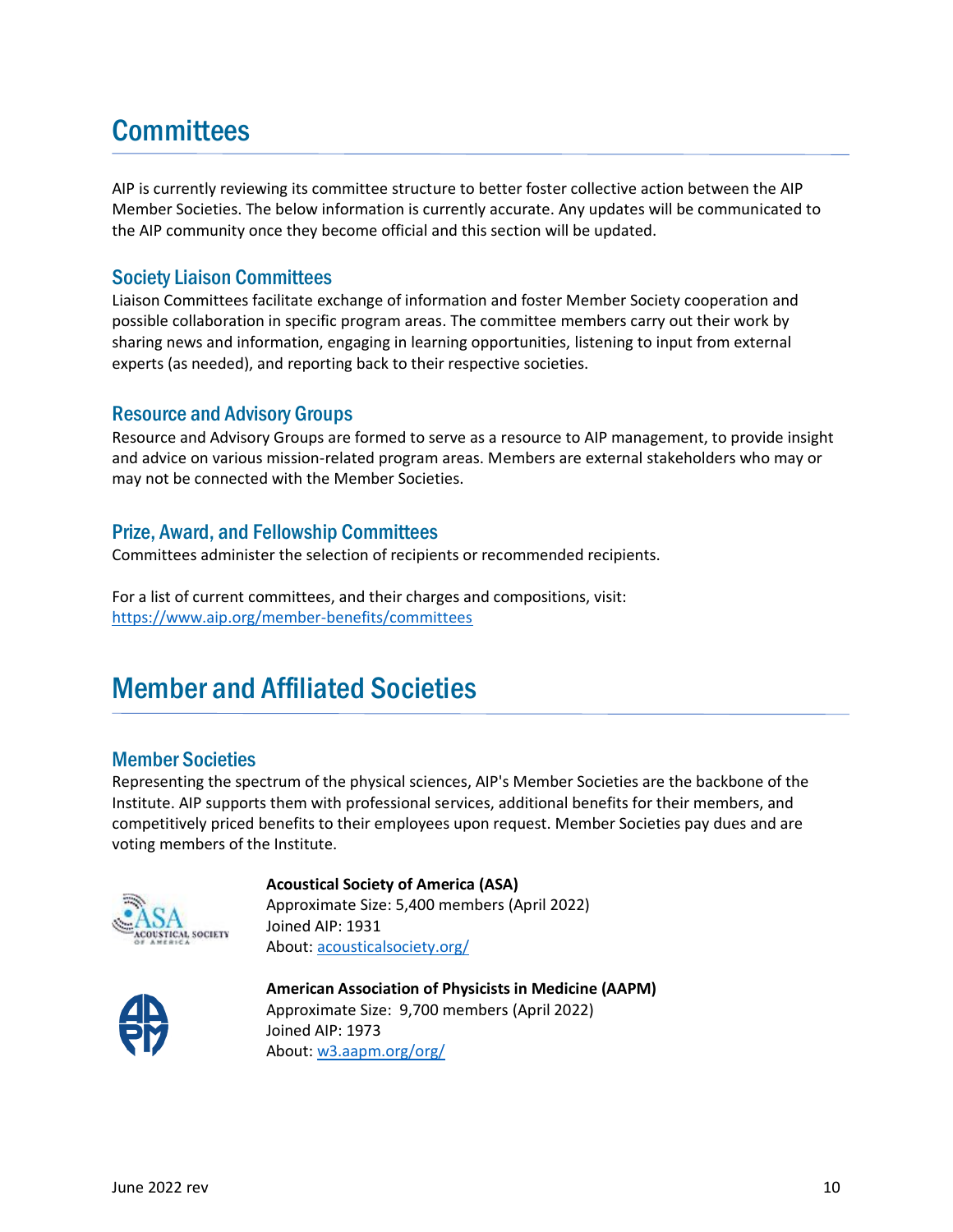# Committees

AIP is currently reviewing its committee structure to better foster collective action between the AIP Member Societies. The below information is currently accurate. Any updates will be communicated to the AIP community once they become official and this section will be updated.

## Society Liaison Committees

Liaison Committees facilitate exchange of information and foster Member Society cooperation and possible collaboration in specific program areas. The committee members carry out their work by sharing news and information, engaging in learning opportunities, listening to input from external experts (as needed), and reporting back to their respective societies.

## Resource and Advisory Groups

Resource and Advisory Groups are formed to serve as a resource to AIP management, to provide insight and advice on various mission-related program areas. Members are external stakeholders who may or may not be connected with the Member Societies.

## Prize, Award, and Fellowship Committees

Committees administer the selection of recipients or recommended recipients.

For a list of current committees, and their charges and compositions, visit: https://www.aip.org/member-benefits/committees

# Member and Affiliated Societies

## Member Societies

Representing the spectrum of the physical sciences, AIP's Member Societies are the backbone of the Institute. AIP supports them with professional services, additional benefits for their members, and competitively priced benefits to their employees upon request. Member Societies pay dues and are voting members of the Institute.

**Acoustical Society of America (ASA)**
Approximate Size: 5,400 members (April 2022)
Joined AIP: 1931
About: acousticalsociety.org/

**American Association of Physicists in Medicine (AAPM)**
Approximate Size: 9,700 members (April 2022)
Joined AIP: 1973
About: w3.aapm.org/org/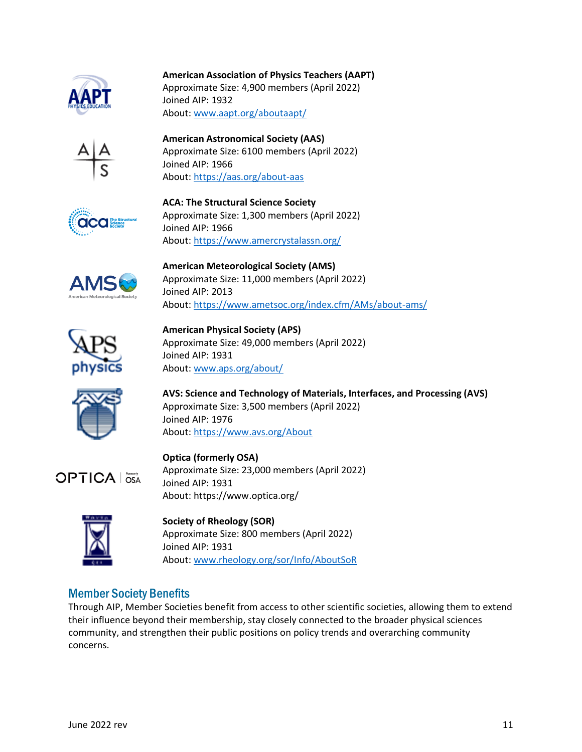**American Association of Physics Teachers (AAPT)**
Approximate Size: 4,900 members (April 2022)
Joined AIP: 1932
About: www.aapt.org/aboutaapt/

**American Astronomical Society (AAS)**
Approximate Size: 6100 members (April 2022)
Joined AIP: 1966
About: https://aas.org/about-aas

**ACA: The Structural Science Society**
Approximate Size: 1,300 members (April 2022)
Joined AIP: 1966
About: https://www.amercrystalassn.org/

**American Meteorological Society (AMS)**
Approximate Size: 11,000 members (April 2022)
Joined AIP: 2013
About: https://www.ametsoc.org/index.cfm/AMs/about-ams/

**American Physical Society (APS)**
Approximate Size: 49,000 members (April 2022)
Joined AIP: 1931
About: www.aps.org/about/

**AVS: Science and Technology of Materials, Interfaces, and Processing (AVS)**
Approximate Size: 3,500 members (April 2022)
Joined AIP: 1976
About: https://www.avs.org/About

**Optica (formerly OSA)**
Approximate Size: 23,000 members (April 2022)
Joined AIP: 1931
About: https://www.optica.org/

**Society of Rheology (SOR)**
Approximate Size: 800 members (April 2022)
Joined AIP: 1931
About: www.rheology.org/sor/Info/AboutSoR

## Member Society Benefits

Through AIP, Member Societies benefit from access to other scientific societies, allowing them to extend their influence beyond their membership, stay closely connected to the broader physical sciences community, and strengthen their public positions on policy trends and overarching community concerns.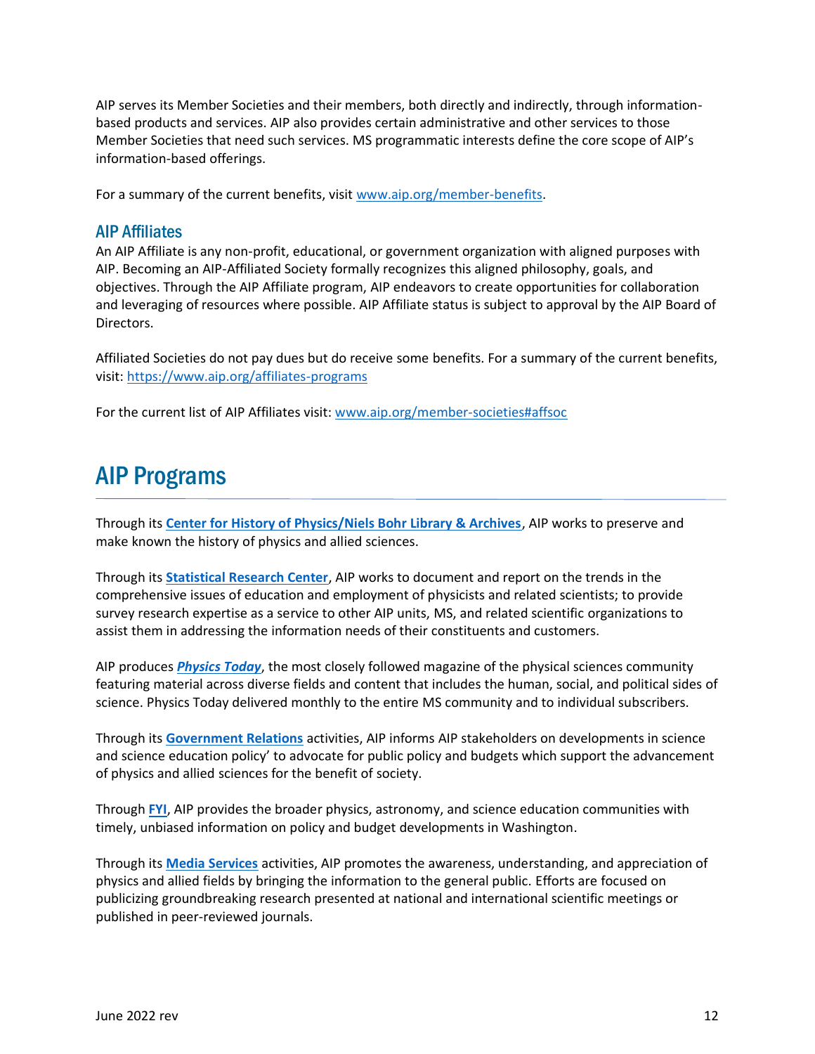AIP serves its Member Societies and their members, both directly and indirectly, through information-based products and services. AIP also provides certain administrative and other services to those Member Societies that need such services. MS programmatic interests define the core scope of AIP's information-based offerings.

For a summary of the current benefits, visit www.aip.org/member-benefits.

### AIP Affiliates

An AIP Affiliate is any non-profit, educational, or government organization with aligned purposes with AIP. Becoming an AIP-Affiliated Society formally recognizes this aligned philosophy, goals, and objectives. Through the AIP Affiliate program, AIP endeavors to create opportunities for collaboration and leveraging of resources where possible. AIP Affiliate status is subject to approval by the AIP Board of Directors.

Affiliated Societies do not pay dues but do receive some benefits. For a summary of the current benefits, visit: https://www.aip.org/affiliates-programs

For the current list of AIP Affiliates visit: www.aip.org/member-societies#affsoc

## AIP Programs

Through its **Center for History of Physics/Niels Bohr Library & Archives**, AIP works to preserve and make known the history of physics and allied sciences.

Through its **Statistical Research Center**, AIP works to document and report on the trends in the comprehensive issues of education and employment of physicists and related scientists; to provide survey research expertise as a service to other AIP units, MS, and related scientific organizations to assist them in addressing the information needs of their constituents and customers.

AIP produces ***Physics Today***, the most closely followed magazine of the physical sciences community featuring material across diverse fields and content that includes the human, social, and political sides of science. Physics Today delivered monthly to the entire MS community and to individual subscribers.

Through its **Government Relations** activities, AIP informs AIP stakeholders on developments in science and science education policy' to advocate for public policy and budgets which support the advancement of physics and allied sciences for the benefit of society.

Through **FYI**, AIP provides the broader physics, astronomy, and science education communities with timely, unbiased information on policy and budget developments in Washington.

Through its **Media Services** activities, AIP promotes the awareness, understanding, and appreciation of physics and allied fields by bringing the information to the general public. Efforts are focused on publicizing groundbreaking research presented at national and international scientific meetings or published in peer-reviewed journals.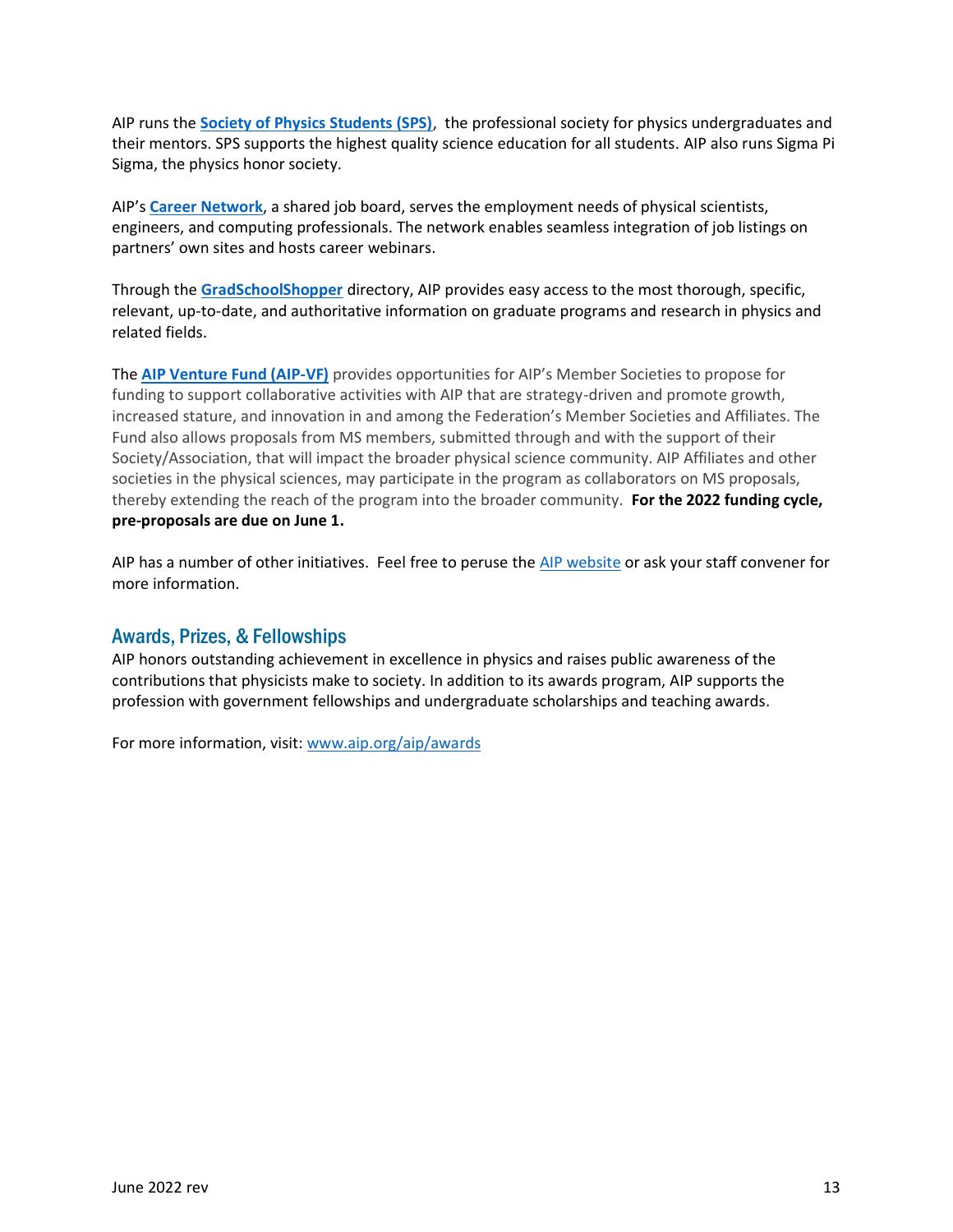AIP runs the **Society of Physics Students (SPS)**, the professional society for physics undergraduates and their mentors. SPS supports the highest quality science education for all students. AIP also runs Sigma Pi Sigma, the physics honor society.

AIP's **Career Network**, a shared job board, serves the employment needs of physical scientists, engineers, and computing professionals. The network enables seamless integration of job listings on partners' own sites and hosts career webinars.

Through the **GradSchoolShopper** directory, AIP provides easy access to the most thorough, specific, relevant, up-to-date, and authoritative information on graduate programs and research in physics and related fields.

The **AIP Venture Fund (AIP-VF)** provides opportunities for AIP's Member Societies to propose for funding to support collaborative activities with AIP that are strategy-driven and promote growth, increased stature, and innovation in and among the Federation's Member Societies and Affiliates. The Fund also allows proposals from MS members, submitted through and with the support of their Society/Association, that will impact the broader physical science community. AIP Affiliates and other societies in the physical sciences, may participate in the program as collaborators on MS proposals, thereby extending the reach of the program into the broader community. **For the 2022 funding cycle, pre-proposals are due on June 1.**

AIP has a number of other initiatives. Feel free to peruse the AIP website or ask your staff convener for more information.

## Awards, Prizes, & Fellowships

AIP honors outstanding achievement in excellence in physics and raises public awareness of the contributions that physicists make to society. In addition to its awards program, AIP supports the profession with government fellowships and undergraduate scholarships and teaching awards.

For more information, visit: www.aip.org/aip/awards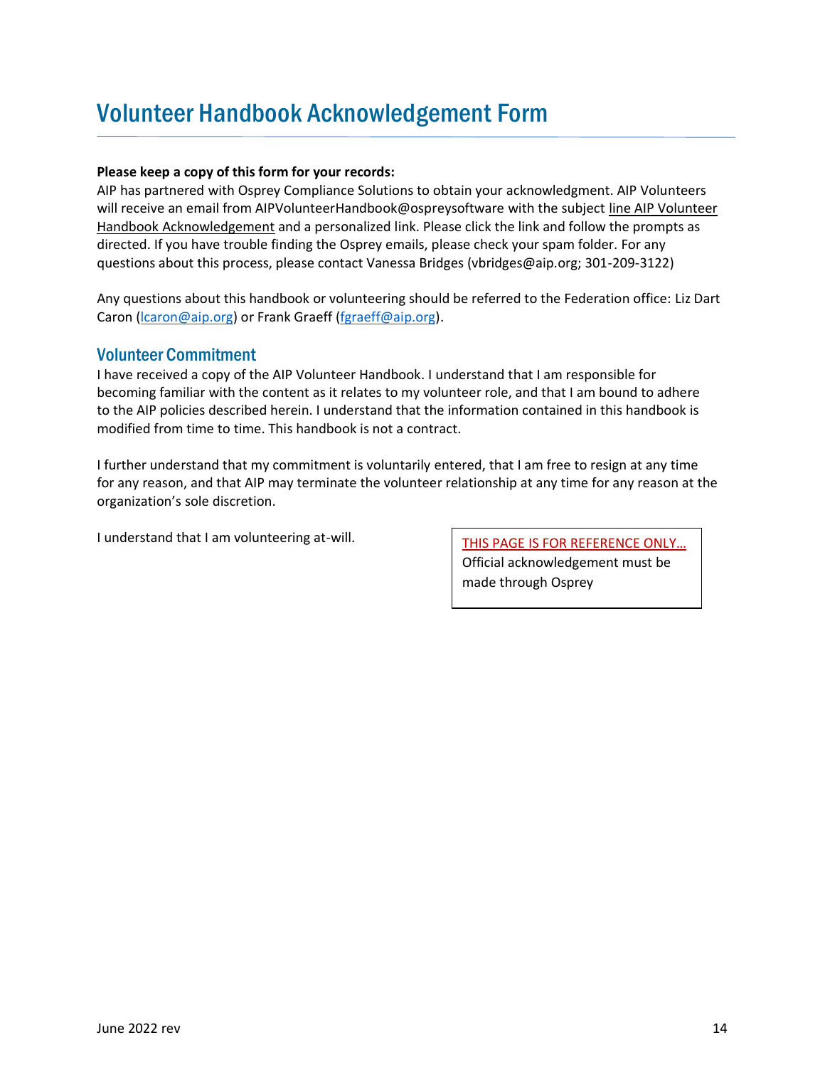# Volunteer Handbook Acknowledgement Form

**Please keep a copy of this form for your records:**
AIP has partnered with Osprey Compliance Solutions to obtain your acknowledgment. AIP Volunteers will receive an email from AIPVolunteerHandbook@ospreysoftware with the subject line AIP Volunteer Handbook Acknowledgement and a personalized link. Please click the link and follow the prompts as directed. If you have trouble finding the Osprey emails, please check your spam folder. For any questions about this process, please contact Vanessa Bridges (vbridges@aip.org; 301-209-3122)

Any questions about this handbook or volunteering should be referred to the Federation office: Liz Dart Caron (lcaron@aip.org) or Frank Graeff (fgraeff@aip.org).

## Volunteer Commitment

I have received a copy of the AIP Volunteer Handbook. I understand that I am responsible for becoming familiar with the content as it relates to my volunteer role, and that I am bound to adhere to the AIP policies described herein. I understand that the information contained in this handbook is modified from time to time. This handbook is not a contract.

I further understand that my commitment is voluntarily entered, that I am free to resign at any time for any reason, and that AIP may terminate the volunteer relationship at any time for any reason at the organization's sole discretion.

I understand that I am volunteering at-will.

THIS PAGE IS FOR REFERENCE ONLY…
Official acknowledgement must be made through Osprey